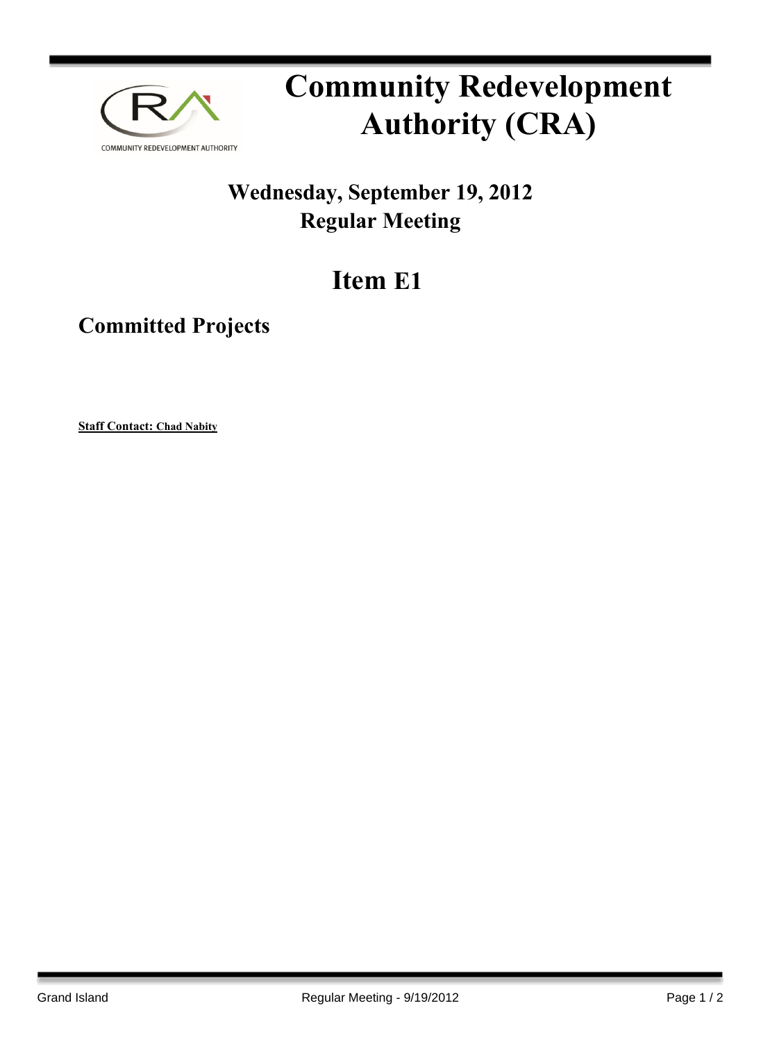# Community Redevelopment Authority (CRA)

## Wednesday, September 19, 2012
## Regular Meeting

# Item E1

## Committed Projects

**Staff Contact: Chad Nabity**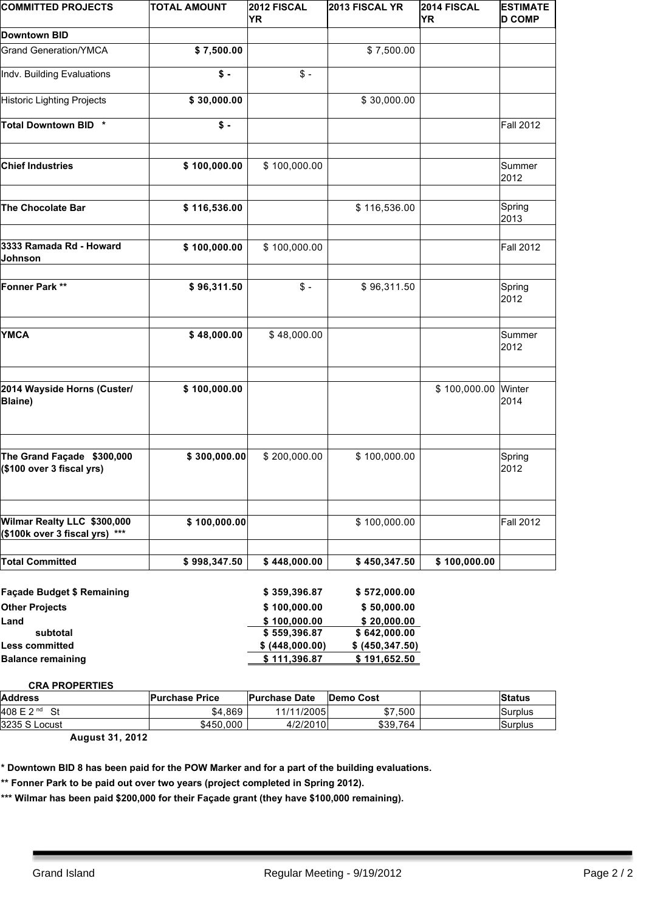| COMMITTED PROJECTS | TOTAL AMOUNT | 2012 FISCAL YR | 2013 FISCAL YR | 2014 FISCAL YR | ESTIMATED COMP |
|---|---|---|---|---|---|
| **Downtown BID** | | | | | |
| Grand Generation/YMCA | **$ 7,500.00** | | $ 7,500.00 | | |
| Indv. Building Evaluations | **$ -** | $ - | | | |
| Historic Lighting Projects | **$ 30,000.00** | | $ 30,000.00 | | |
| **Total Downtown BID \*** | **$ -** | | | | Fall 2012 |
| | | | | | |
| **Chief Industries** | **$ 100,000.00** | $ 100,000.00 | | | Summer 2012 |
| | | | | | |
| **The Chocolate Bar** | **$ 116,536.00** | | $ 116,536.00 | | Spring 2013 |
| | | | | | |
| **3333 Ramada Rd - Howard Johnson** | **$ 100,000.00** | $ 100,000.00 | | | Fall 2012 |
| | | | | | |
| **Fonner Park \*\*** | **$ 96,311.50** | $ - | $ 96,311.50 | | Spring 2012 |
| | | | | | |
| **YMCA** | **$ 48,000.00** | $ 48,000.00 | | | Summer 2012 |
| | | | | | |
| **2014 Wayside Horns (Custer/ Blaine)** | **$ 100,000.00** | | | $ 100,000.00 | Winter 2014 |
| | | | | | |
| **The Grand Façade $300,000 ($100 over 3 fiscal yrs)** | **$ 300,000.00** | $ 200,000.00 | $ 100,000.00 | | Spring 2012 |
| | | | | | |
| **Wilmar Realty LLC $300,000 ($100k over 3 fiscal yrs) \*\*\*** | **$ 100,000.00** | | $ 100,000.00 | | Fall 2012 |
| | | | | | |
| **Total Committed** | **$ 998,347.50** | **$ 448,000.00** | **$ 450,347.50** | **$ 100,000.00** | |

| | 2012 FISCAL YR | 2013 FISCAL YR |
|---|---|---|
| **Façade Budget $ Remaining** | **$ 359,396.87** | **$ 572,000.00** |
| **Other Projects** | **$ 100,000.00** | **$ 50,000.00** |
| **Land** | **$ 100,000.00** | **$ 20,000.00** |
| **subtotal** | **$ 559,396.87** | **$ 642,000.00** |
| **Less committed** | **$ (448,000.00)** | **$ (450,347.50)** |
| **Balance remaining** | **$ 111,396.87** | **$ 191,652.50** |

**CRA PROPERTIES**

| Address | Purchase Price | Purchase Date | Demo Cost | | Status |
|---|---|---|---|---|---|
| 408 E 2nd St | $4,869 | 11/11/2005 | $7,500 | | Surplus |
| 3235 S Locust | $450,000 | 4/2/2010 | $39,764 | | Surplus |

**August 31, 2012**

**\* Downtown BID 8 has been paid for the POW Marker and for a part of the building evaluations.**

**\*\* Fonner Park to be paid out over two years (project completed in Spring 2012).**

**\*\*\* Wilmar has been paid $200,000 for their Façade grant (they have $100,000 remaining).**